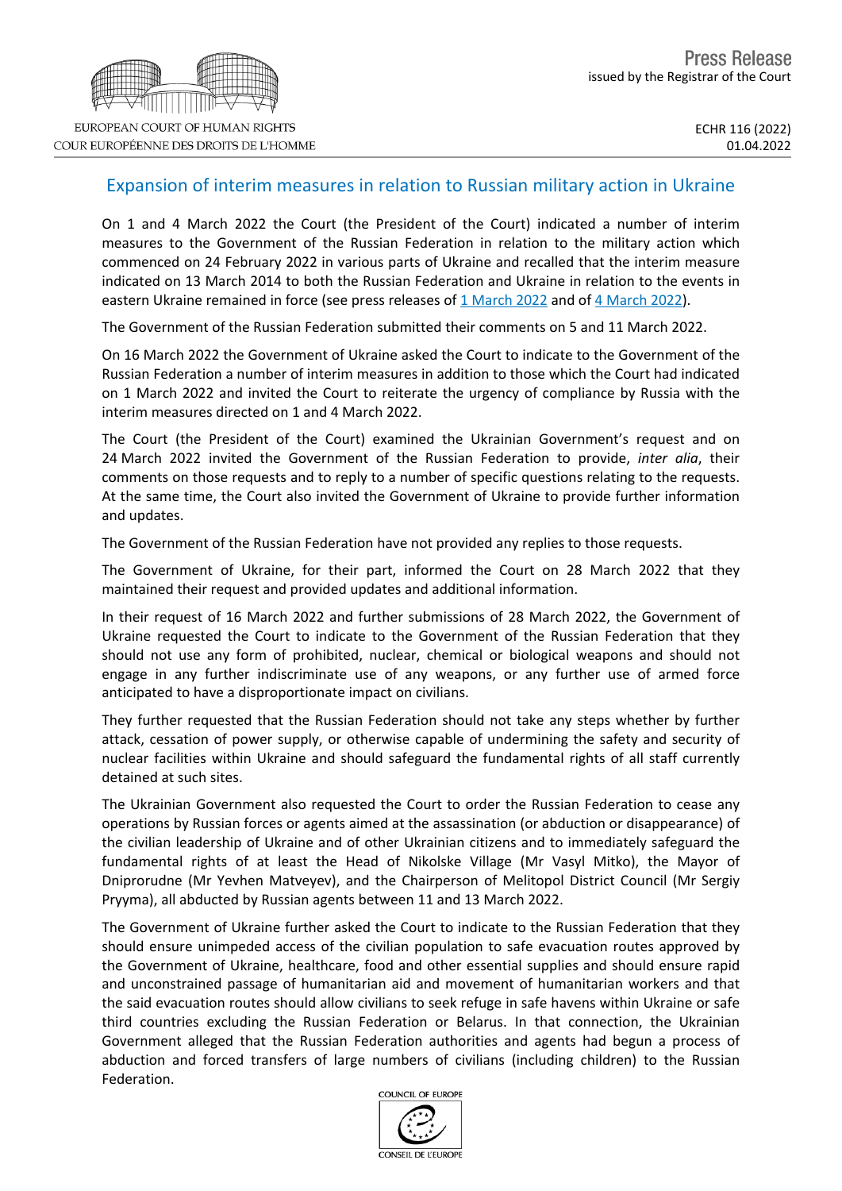Press Release
issued by the Registrar of the Court

ECHR 116 (2022)
01.04.2022

# Expansion of interim measures in relation to Russian military action in Ukraine

On 1 and 4 March 2022 the Court (the President of the Court) indicated a number of interim measures to the Government of the Russian Federation in relation to the military action which commenced on 24 February 2022 in various parts of Ukraine and recalled that the interim measure indicated on 13 March 2014 to both the Russian Federation and Ukraine in relation to the events in eastern Ukraine remained in force (see press releases of 1 March 2022 and of 4 March 2022).

The Government of the Russian Federation submitted their comments on 5 and 11 March 2022.

On 16 March 2022 the Government of Ukraine asked the Court to indicate to the Government of the Russian Federation a number of interim measures in addition to those which the Court had indicated on 1 March 2022 and invited the Court to reiterate the urgency of compliance by Russia with the interim measures directed on 1 and 4 March 2022.

The Court (the President of the Court) examined the Ukrainian Government's request and on 24 March 2022 invited the Government of the Russian Federation to provide, *inter alia*, their comments on those requests and to reply to a number of specific questions relating to the requests. At the same time, the Court also invited the Government of Ukraine to provide further information and updates.

The Government of the Russian Federation have not provided any replies to those requests.

The Government of Ukraine, for their part, informed the Court on 28 March 2022 that they maintained their request and provided updates and additional information.

In their request of 16 March 2022 and further submissions of 28 March 2022, the Government of Ukraine requested the Court to indicate to the Government of the Russian Federation that they should not use any form of prohibited, nuclear, chemical or biological weapons and should not engage in any further indiscriminate use of any weapons, or any further use of armed force anticipated to have a disproportionate impact on civilians.

They further requested that the Russian Federation should not take any steps whether by further attack, cessation of power supply, or otherwise capable of undermining the safety and security of nuclear facilities within Ukraine and should safeguard the fundamental rights of all staff currently detained at such sites.

The Ukrainian Government also requested the Court to order the Russian Federation to cease any operations by Russian forces or agents aimed at the assassination (or abduction or disappearance) of the civilian leadership of Ukraine and of other Ukrainian citizens and to immediately safeguard the fundamental rights of at least the Head of Nikolske Village (Mr Vasyl Mitko), the Mayor of Dniprorudne (Mr Yevhen Matveyev), and the Chairperson of Melitopol District Council (Mr Sergiy Pryyma), all abducted by Russian agents between 11 and 13 March 2022.

The Government of Ukraine further asked the Court to indicate to the Russian Federation that they should ensure unimpeded access of the civilian population to safe evacuation routes approved by the Government of Ukraine, healthcare, food and other essential supplies and should ensure rapid and unconstrained passage of humanitarian aid and movement of humanitarian workers and that the said evacuation routes should allow civilians to seek refuge in safe havens within Ukraine or safe third countries excluding the Russian Federation or Belarus. In that connection, the Ukrainian Government alleged that the Russian Federation authorities and agents had begun a process of abduction and forced transfers of large numbers of civilians (including children) to the Russian Federation.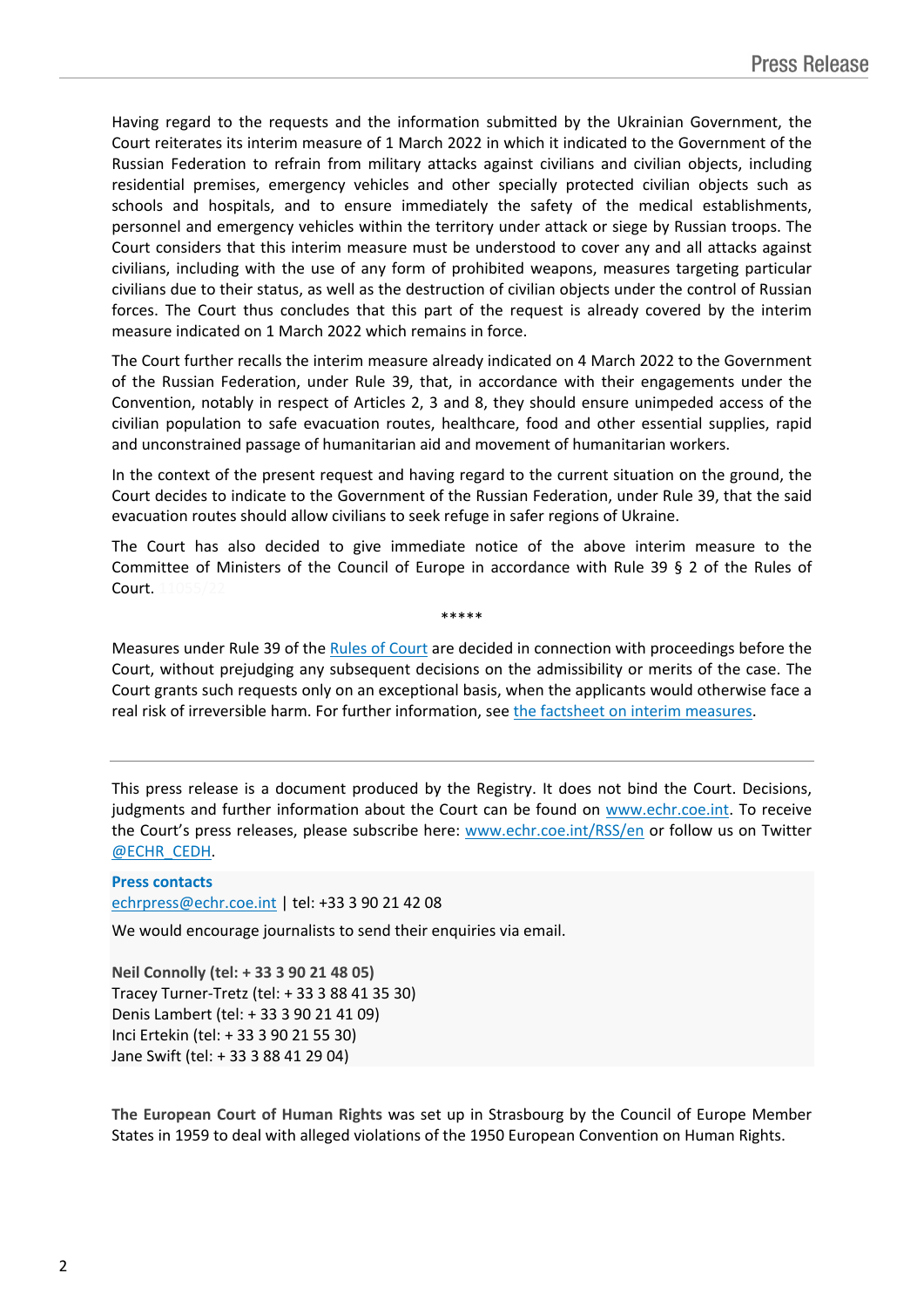Having regard to the requests and the information submitted by the Ukrainian Government, the Court reiterates its interim measure of 1 March 2022 in which it indicated to the Government of the Russian Federation to refrain from military attacks against civilians and civilian objects, including residential premises, emergency vehicles and other specially protected civilian objects such as schools and hospitals, and to ensure immediately the safety of the medical establishments, personnel and emergency vehicles within the territory under attack or siege by Russian troops. The Court considers that this interim measure must be understood to cover any and all attacks against civilians, including with the use of any form of prohibited weapons, measures targeting particular civilians due to their status, as well as the destruction of civilian objects under the control of Russian forces. The Court thus concludes that this part of the request is already covered by the interim measure indicated on 1 March 2022 which remains in force.

The Court further recalls the interim measure already indicated on 4 March 2022 to the Government of the Russian Federation, under Rule 39, that, in accordance with their engagements under the Convention, notably in respect of Articles 2, 3 and 8, they should ensure unimpeded access of the civilian population to safe evacuation routes, healthcare, food and other essential supplies, rapid and unconstrained passage of humanitarian aid and movement of humanitarian workers.

In the context of the present request and having regard to the current situation on the ground, the Court decides to indicate to the Government of the Russian Federation, under Rule 39, that the said evacuation routes should allow civilians to seek refuge in safer regions of Ukraine.

The Court has also decided to give immediate notice of the above interim measure to the Committee of Ministers of the Council of Europe in accordance with Rule 39 § 2 of the Rules of Court.

*****

Measures under Rule 39 of the Rules of Court are decided in connection with proceedings before the Court, without prejudging any subsequent decisions on the admissibility or merits of the case. The Court grants such requests only on an exceptional basis, when the applicants would otherwise face a real risk of irreversible harm. For further information, see the factsheet on interim measures.

---

This press release is a document produced by the Registry. It does not bind the Court. Decisions, judgments and further information about the Court can be found on www.echr.coe.int. To receive the Court's press releases, please subscribe here: www.echr.coe.int/RSS/en or follow us on Twitter @ECHR_CEDH.

**Press contacts**
echrpress@echr.coe.int | tel: +33 3 90 21 42 08

We would encourage journalists to send their enquiries via email.

**Neil Connolly (tel: + 33 3 90 21 48 05)**
Tracey Turner-Tretz (tel: + 33 3 88 41 35 30)
Denis Lambert (tel: + 33 3 90 21 41 09)
Inci Ertekin (tel: + 33 3 90 21 55 30)
Jane Swift (tel: + 33 3 88 41 29 04)

**The European Court of Human Rights** was set up in Strasbourg by the Council of Europe Member States in 1959 to deal with alleged violations of the 1950 European Convention on Human Rights.